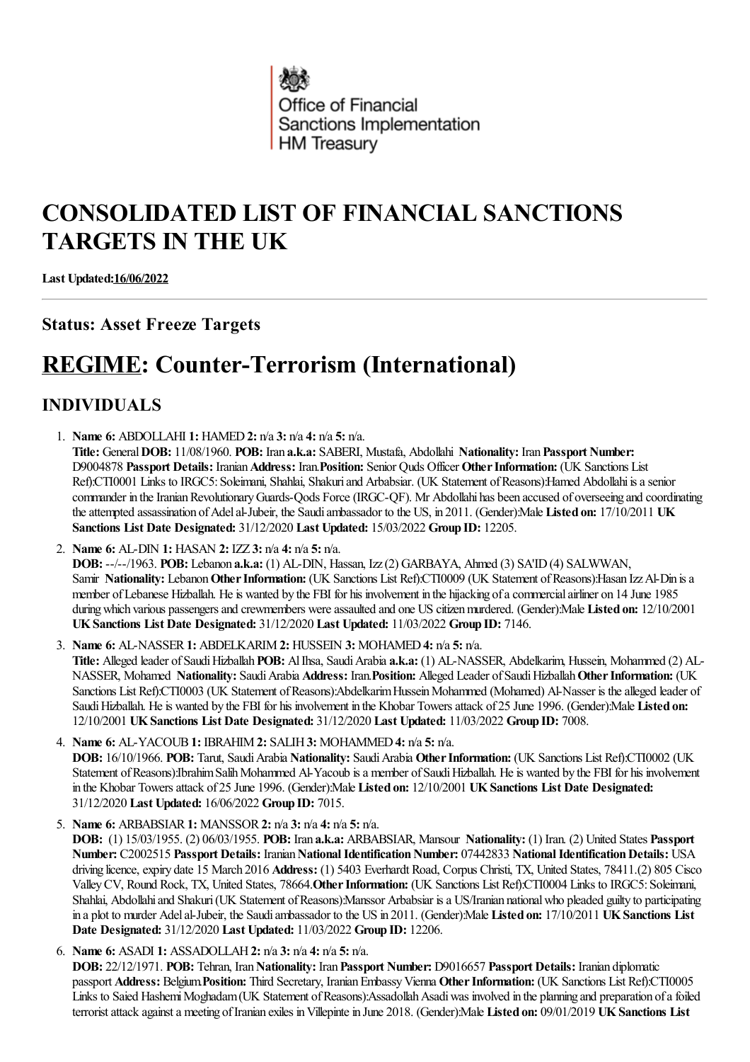Office of Financial Sanctions Implementation
HM Treasury

# CONSOLIDATED LIST OF FINANCIAL SANCTIONS TARGETS IN THE UK

**Last Updated:16/06/2022**

## Status: Asset Freeze Targets

# REGIME: Counter-Terrorism (International)

## INDIVIDUALS

1. **Name 6:** ABDOLLAHI **1:** HAMED **2:** n/a **3:** n/a **4:** n/a **5:** n/a.
**Title:** General **DOB:** 11/08/1960. **POB:** Iran **a.k.a:** SABERI, Mustafa, Abdollahi **Nationality:** Iran **Passport Number:** D9004878 **Passport Details:** Iranian **Address:** Iran. **Position:** Senior Quds Officer **Other Information:** (UK Sanctions List Ref):CTI0001 Links to IRGC5: Soleimani, Shahlai, Shakuri and Arbabsiar. (UK Statement of Reasons):Hamed Abdollahi is a senior commander in the Iranian Revolutionary Guards-Qods Force (IRGC-QF). Mr Abdollahi has been accused of overseeing and coordinating the attempted assassination of Adel al-Jubeir, the Saudi ambassador to the US, in 2011. (Gender):Male **Listed on:** 17/10/2011 **UK Sanctions List Date Designated:** 31/12/2020 **Last Updated:** 15/03/2022 **Group ID:** 12205.

2. **Name 6:** AL-DIN **1:** HASAN **2:** IZZ **3:** n/a **4:** n/a **5:** n/a.
**DOB:** --/--/1963. **POB:** Lebanon **a.k.a:** (1) AL-DIN, Hassan, Izz (2) GARBAYA, Ahmed (3) SA'ID (4) SALWWAN, Samir **Nationality:** Lebanon **Other Information:** (UK Sanctions List Ref):CTI0009 (UK Statement of Reasons):Hasan Izz Al-Din is a member of Lebanese Hizballah. He is wanted by the FBI for his involvement in the hijacking of a commercial airliner on 14 June 1985 during which various passengers and crewmembers were assaulted and one US citizen murdered. (Gender):Male **Listed on:** 12/10/2001 **UK Sanctions List Date Designated:** 31/12/2020 **Last Updated:** 11/03/2022 **Group ID:** 7146.

3. **Name 6:** AL-NASSER **1:** ABDELKARIM **2:** HUSSEIN **3:** MOHAMED **4:** n/a **5:** n/a.
**Title:** Alleged leader of Saudi Hizballah **POB:** Al Ihsa, Saudi Arabia **a.k.a:** (1) AL-NASSER, Abdelkarim, Hussein, Mohammed (2) AL-NASSER, Mohamed **Nationality:** Saudi Arabia **Address:** Iran. **Position:** Alleged Leader of Saudi Hizballah **Other Information:** (UK Sanctions List Ref):CTI0003 (UK Statement of Reasons):Abdelkarim Hussein Mohammed (Mohamed) Al-Nasser is the alleged leader of Saudi Hizballah. He is wanted by the FBI for his involvement in the Khobar Towers attack of 25 June 1996. (Gender):Male **Listed on:** 12/10/2001 **UK Sanctions List Date Designated:** 31/12/2020 **Last Updated:** 11/03/2022 **Group ID:** 7008.

4. **Name 6:** AL-YACOUB **1:** IBRAHIM **2:** SALIH **3:** MOHAMMED **4:** n/a **5:** n/a.
**DOB:** 16/10/1966. **POB:** Tarut, Saudi Arabia **Nationality:** Saudi Arabia **Other Information:** (UK Sanctions List Ref):CTI0002 (UK Statement of Reasons):Ibrahim Salih Mohammed Al-Yacoub is a member of Saudi Hizballah. He is wanted by the FBI for his involvement in the Khobar Towers attack of 25 June 1996. (Gender):Male **Listed on:** 12/10/2001 **UK Sanctions List Date Designated:** 31/12/2020 **Last Updated:** 16/06/2022 **Group ID:** 7015.

5. **Name 6:** ARBABSIAR **1:** MANSSOR **2:** n/a **3:** n/a **4:** n/a **5:** n/a.
**DOB:** (1) 15/03/1955. (2) 06/03/1955. **POB:** Iran **a.k.a:** ARBABSIAR, Mansour **Nationality:** (1) Iran. (2) United States **Passport Number:** C2002515 **Passport Details:** Iranian **National Identification Number:** 07442833 **National Identification Details:** USA driving licence, expiry date 15 March 2016 **Address:** (1) 5403 Everhardt Road, Corpus Christi, TX, United States, 78411.(2) 805 Cisco Valley CV, Round Rock, TX, United States, 78664. **Other Information:** (UK Sanctions List Ref):CTI0004 Links to IRGC5: Soleimani, Shahlai, Abdollahi and Shakuri (UK Statement of Reasons):Manssor Arbabsiar is a US/Iranian national who pleaded guilty to participating in a plot to murder Adel al-Jubeir, the Saudi ambassador to the US in 2011. (Gender):Male **Listed on:** 17/10/2011 **UK Sanctions List Date Designated:** 31/12/2020 **Last Updated:** 11/03/2022 **Group ID:** 12206.

6. **Name 6:** ASADI **1:** ASSADOLLAH **2:** n/a **3:** n/a **4:** n/a **5:** n/a.
**DOB:** 22/12/1971. **POB:** Tehran, Iran **Nationality:** Iran **Passport Number:** D9016657 **Passport Details:** Iranian diplomatic passport **Address:** Belgium. **Position:** Third Secretary, Iranian Embassy Vienna **Other Information:** (UK Sanctions List Ref):CTI0005 Links to Saied Hashemi Moghadam (UK Statement of Reasons):Assadollah Asadi was involved in the planning and preparation of a foiled terrorist attack against a meeting of Iranian exiles in Villepinte in June 2018. (Gender):Male **Listed on:** 09/01/2019 **UK Sanctions List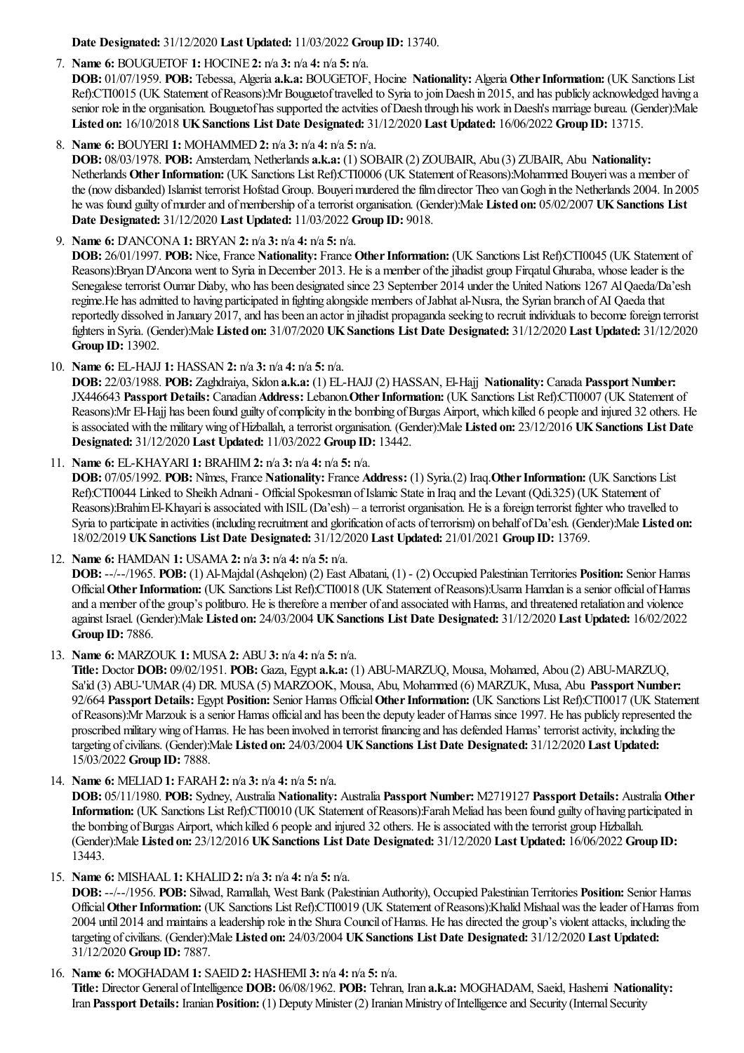**Date Designated:** 31/12/2020 **Last Updated:** 11/03/2022 **Group ID:** 13740.

7. **Name 6:** BOUGUETOF **1:** HOCINE **2:** n/a **3:** n/a **4:** n/a **5:** n/a.
**DOB:** 01/07/1959. **POB:** Tebessa, Algeria **a.k.a:** BOUGETOF, Hocine **Nationality:** Algeria **Other Information:** (UK Sanctions List Ref):CTI0015 (UK Statement of Reasons):Mr Bouguetof travelled to Syria to join Daesh in 2015, and has publicly acknowledged having a senior role in the organisation. Bouguetof has supported the actvities of Daesh through his work in Daesh's marriage bureau. (Gender):Male **Listed on:** 16/10/2018 **UK Sanctions List Date Designated:** 31/12/2020 **Last Updated:** 16/06/2022 **Group ID:** 13715.

8. **Name 6:** BOUYERI **1:** MOHAMMED **2:** n/a **3:** n/a **4:** n/a **5:** n/a.
**DOB:** 08/03/1978. **POB:** Amsterdam, Netherlands **a.k.a:** (1) SOBAIR (2) ZOUBAIR, Abu (3) ZUBAIR, Abu **Nationality:** Netherlands **Other Information:** (UK Sanctions List Ref):CTI0006 (UK Statement of Reasons):Mohammed Bouyeri was a member of the (now disbanded) Islamist terrorist Hofstad Group. Bouyeri murdered the film director Theo van Gogh in the Netherlands 2004. In 2005 he was found guilty of murder and of membership of a terrorist organisation. (Gender):Male **Listed on:** 05/02/2007 **UK Sanctions List Date Designated:** 31/12/2020 **Last Updated:** 11/03/2022 **Group ID:** 9018.

9. **Name 6:** D'ANCONA **1:** BRYAN **2:** n/a **3:** n/a **4:** n/a **5:** n/a.
**DOB:** 26/01/1997. **POB:** Nice, France **Nationality:** France **Other Information:** (UK Sanctions List Ref):CTI0045 (UK Statement of Reasons):Bryan D'Ancona went to Syria in December 2013. He is a member of the jihadist group Firqatul Ghuraba, whose leader is the Senegalese terrorist Oumar Diaby, who has been designated since 23 September 2014 under the United Nations 1267 Al Qaeda/Da'esh regime.He has admitted to having participated in fighting alongside members of Jabhat al-Nusra, the Syrian branch of Al Qaeda that reportedly dissolved in January 2017, and has been an actor in jihadist propaganda seeking to recruit individuals to become foreign terrorist fighters in Syria. (Gender):Male **Listed on:** 31/07/2020 **UK Sanctions List Date Designated:** 31/12/2020 **Last Updated:** 31/12/2020 **Group ID:** 13902.

10. **Name 6:** EL-HAJJ **1:** HASSAN **2:** n/a **3:** n/a **4:** n/a **5:** n/a.
**DOB:** 22/03/1988. **POB:** Zaghdraiya, Sidon **a.k.a:** (1) EL-HAJJ (2) HASSAN, El-Hajj **Nationality:** Canada **Passport Number:** JX446643 **Passport Details:** Canadian **Address:** Lebanon.**Other Information:** (UK Sanctions List Ref):CTI0007 (UK Statement of Reasons):Mr El-Hajj has been found guilty of complicity in the bombing of Burgas Airport, which killed 6 people and injured 32 others. He is associated with the military wing of Hizballah, a terrorist organisation. (Gender):Male **Listed on:** 23/12/2016 **UK Sanctions List Date Designated:** 31/12/2020 **Last Updated:** 11/03/2022 **Group ID:** 13442.

11. **Name 6:** EL-KHAYARI **1:** BRAHIM **2:** n/a **3:** n/a **4:** n/a **5:** n/a.
**DOB:** 07/05/1992. **POB:** Nimes, France **Nationality:** France **Address:** (1) Syria.(2) Iraq.**Other Information:** (UK Sanctions List Ref):CTI0044 Linked to Sheikh Adnani - Official Spokesman of Islamic State in Iraq and the Levant (Qdi.325) (UK Statement of Reasons):Brahim El-Khayari is associated with ISIL (Da'esh) – a terrorist organisation. He is a foreign terrorist fighter who travelled to Syria to participate in activities (including recruitment and glorification of acts of terrorism) on behalf of Da'esh. (Gender):Male **Listed on:** 18/02/2019 **UK Sanctions List Date Designated:** 31/12/2020 **Last Updated:** 21/01/2021 **Group ID:** 13769.

12. **Name 6:** HAMDAN **1:** USAMA **2:** n/a **3:** n/a **4:** n/a **5:** n/a.
**DOB:** --/--/1965. **POB:** (1) Al-Majdal (Ashqelon) (2) East Albatani, (1) - (2) Occupied Palestinian Territories **Position:** Senior Hamas Official **Other Information:** (UK Sanctions List Ref):CTI0018 (UK Statement of Reasons):Usama Hamdan is a senior official of Hamas and a member of the group's politburo. He is therefore a member of and associated with Hamas, and threatened retaliation and violence against Israel. (Gender):Male **Listed on:** 24/03/2004 **UK Sanctions List Date Designated:** 31/12/2020 **Last Updated:** 16/02/2022 **Group ID:** 7886.

13. **Name 6:** MARZOUK **1:** MUSA **2:** ABU **3:** n/a **4:** n/a **5:** n/a.
**Title:** Doctor **DOB:** 09/02/1951. **POB:** Gaza, Egypt **a.k.a:** (1) ABU-MARZUQ, Mousa, Mohamed, Abou (2) ABU-MARZUQ, Sa'id (3) ABU-'UMAR (4) DR. MUSA (5) MARZOOK, Mousa, Abu, Mohammed (6) MARZUK, Musa, Abu **Passport Number:** 92/664 **Passport Details:** Egypt **Position:** Senior Hamas Official **Other Information:** (UK Sanctions List Ref):CTI0017 (UK Statement of Reasons):Mr Marzouk is a senior Hamas official and has been the deputy leader of Hamas since 1997. He has publicly represented the proscribed military wing of Hamas. He has been involved in terrorist financing and has defended Hamas' terrorist activity, including the targeting of civilians. (Gender):Male **Listed on:** 24/03/2004 **UK Sanctions List Date Designated:** 31/12/2020 **Last Updated:** 15/03/2022 **Group ID:** 7888.

14. **Name 6:** MELIAD **1:** FARAH **2:** n/a **3:** n/a **4:** n/a **5:** n/a.
**DOB:** 05/11/1980. **POB:** Sydney, Australia **Nationality:** Australia **Passport Number:** M2719127 **Passport Details:** Australia **Other Information:** (UK Sanctions List Ref):CTI0010 (UK Statement of Reasons):Farah Meliad has been found guilty of having participated in the bombing of Burgas Airport, which killed 6 people and injured 32 others. He is associated with the terrorist group Hizballah. (Gender):Male **Listed on:** 23/12/2016 **UK Sanctions List Date Designated:** 31/12/2020 **Last Updated:** 16/06/2022 **Group ID:** 13443.

15. **Name 6:** MISHAAL **1:** KHALID **2:** n/a **3:** n/a **4:** n/a **5:** n/a.
**DOB:** --/--/1956. **POB:** Silwad, Ramallah, West Bank (Palestinian Authority), Occupied Palestinian Territories **Position:** Senior Hamas Official **Other Information:** (UK Sanctions List Ref):CTI0019 (UK Statement of Reasons):Khalid Mishaal was the leader of Hamas from 2004 until 2014 and maintains a leadership role in the Shura Council of Hamas. He has directed the group's violent attacks, including the targeting of civilians. (Gender):Male **Listed on:** 24/03/2004 **UK Sanctions List Date Designated:** 31/12/2020 **Last Updated:** 31/12/2020 **Group ID:** 7887.

16. **Name 6:** MOGHADAM **1:** SAEID **2:** HASHEMI **3:** n/a **4:** n/a **5:** n/a.
**Title:** Director General of Intelligence **DOB:** 06/08/1962. **POB:** Tehran, Iran **a.k.a:** MOGHADAM, Saeid, Hashemi **Nationality:** Iran **Passport Details:** Iranian **Position:** (1) Deputy Minister (2) Iranian Ministry of Intelligence and Security (Internal Security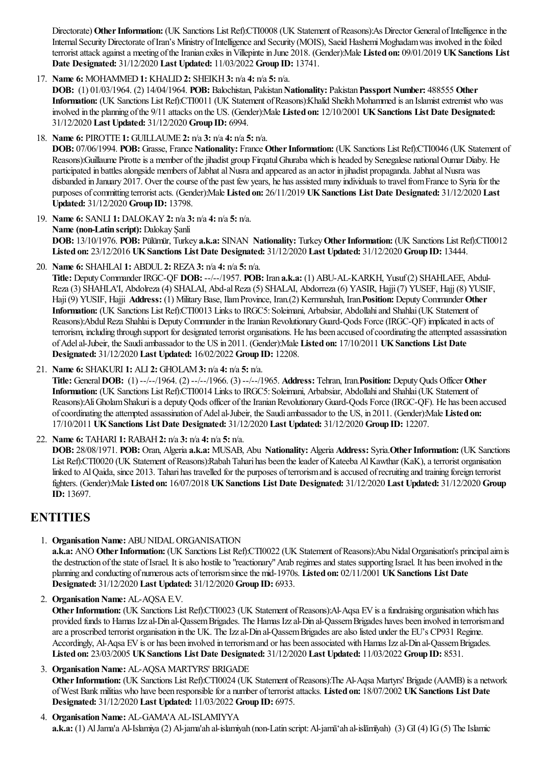Directorate) **Other Information:** (UK Sanctions List Ref):CTI0008 (UK Statement of Reasons):As Director General of Intelligence in the Internal Security Directorate of Iran's Ministry of Intelligence and Security (MOIS), Saeid Hashemi Moghadam was involved in the foiled terrorist attack against a meeting of the Iranian exiles in Villepinte in June 2018. (Gender):Male **Listed on:** 09/01/2019 **UK Sanctions List Date Designated:** 31/12/2020 **Last Updated:** 11/03/2022 **Group ID:** 13741.

17. **Name 6:** MOHAMMED **1:** KHALID **2:** SHEIKH **3:** n/a **4:** n/a **5:** n/a.
**DOB:** (1) 01/03/1964. (2) 14/04/1964. **POB:** Balochistan, Pakistan **Nationality:** Pakistan **Passport Number:** 488555 **Other Information:** (UK Sanctions List Ref):CTI0011 (UK Statement of Reasons):Khalid Sheikh Mohammed is an Islamist extremist who was involved in the planning of the 9/11 attacks on the US. (Gender):Male **Listed on:** 12/10/2001 **UK Sanctions List Date Designated:** 31/12/2020 **Last Updated:** 31/12/2020 **Group ID:** 6994.

18. **Name 6:** PIROTTE **1:** GUILLAUME **2:** n/a **3:** n/a **4:** n/a **5:** n/a.
**DOB:** 07/06/1994. **POB:** Grasse, France **Nationality:** France **Other Information:** (UK Sanctions List Ref):CTI0046 (UK Statement of Reasons):Guillaume Pirotte is a member of the jihadist group Firqatul Ghuraba which is headed by Senegalese national Oumar Diaby. He participated in battles alongside members of Jabhat al Nusra and appeared as an actor in jihadist propaganda. Jabhat al Nusra was disbanded in January 2017. Over the course of the past few years, he has assisted many individuals to travel from France to Syria for the purposes of committing terrorist acts. (Gender):Male **Listed on:** 26/11/2019 **UK Sanctions List Date Designated:** 31/12/2020 **Last Updated:** 31/12/2020 **Group ID:** 13798.

19. **Name 6:** SANLI **1:** DALOKAY **2:** n/a **3:** n/a **4:** n/a **5:** n/a.
**Name (non-Latin script):** Dalokay Şanli
**DOB:** 13/10/1976. **POB:** Pülümür, Turkey **a.k.a:** SINAN **Nationality:** Turkey **Other Information:** (UK Sanctions List Ref):CTI0012 **Listed on:** 23/12/2016 **UK Sanctions List Date Designated:** 31/12/2020 **Last Updated:** 31/12/2020 **Group ID:** 13444.

20. **Name 6:** SHAHLAI **1:** ABDUL **2:** REZA **3:** n/a **4:** n/a **5:** n/a.
**Title:** Deputy Commander IRGC-QF **DOB:** --/--/1957. **POB:** Iran **a.k.a:** (1) ABU-AL-KARKH, Yusuf (2) SHAHLAEE, Abdul-Reza (3) SHAHLA'I, Abdolreza (4) SHALAI, Abd-al Reza (5) SHALAI, Abdorreza (6) YASIR, Hajji (7) YUSEF, Hajj (8) YUSIF, Haji (9) YUSIF, Hajji **Address:** (1) Military Base, Ilam Province, Iran.(2) Kermanshah, Iran. **Position:** Deputy Commander **Other Information:** (UK Sanctions List Ref):CTI0013 Links to IRGC5: Soleimani, Arbabsiar, Abdollahi and Shahlai (UK Statement of Reasons):Abdul Reza Shahlai is Deputy Commander in the Iranian Revolutionary Guard-Qods Force (IRGC-QF) implicated in acts of terrorism, including through support for designated terrorist organisations. He has been accused of coordinating the attempted assassination of Adel al-Jubeir, the Saudi ambassador to the US in 2011. (Gender):Male **Listed on:** 17/10/2011 **UK Sanctions List Date Designated:** 31/12/2020 **Last Updated:** 16/02/2022 **Group ID:** 12208.

21. **Name 6:** SHAKURI **1:** ALI **2:** GHOLAM **3:** n/a **4:** n/a **5:** n/a.
**Title:** General **DOB:** (1) --/--/1964. (2) --/--/1966. (3) --/--/1965. **Address:** Tehran, Iran. **Position:** Deputy Quds Officer **Other Information:** (UK Sanctions List Ref):CTI0014 Links to IRGC5: Soleimani, Arbabsiar, Abdollahi and Shahlai (UK Statement of Reasons):Ali Gholam Shakuri is a deputy Qods officer of the Iranian Revolutionary Guard-Qods Force (IRGC-QF). He has been accused of coordinating the attempted assassination of Adel al-Jubeir, the Saudi ambassador to the US, in 2011. (Gender):Male **Listed on:** 17/10/2011 **UK Sanctions List Date Designated:** 31/12/2020 **Last Updated:** 31/12/2020 **Group ID:** 12207.

22. **Name 6:** TAHARI **1:** RABAH **2:** n/a **3:** n/a **4:** n/a **5:** n/a.
**DOB:** 28/08/1971. **POB:** Oran, Algeria **a.k.a:** MUSAB, Abu **Nationality:** Algeria **Address:** Syria. **Other Information:** (UK Sanctions List Ref):CTI0020 (UK Statement of Reasons):Rabah Tahari has been the leader of Kateeba Al Kawthar (KaK), a terrorist organisation linked to Al Qaida, since 2013. Tahari has travelled for the purposes of terrorism and is accused of recruiting and training foreign terrorist fighters. (Gender):Male **Listed on:** 16/07/2018 **UK Sanctions List Date Designated:** 31/12/2020 **Last Updated:** 31/12/2020 **Group ID:** 13697.

## ENTITIES

1. **Organisation Name:** ABU NIDAL ORGANISATION
**a.k.a:** ANO **Other Information:** (UK Sanctions List Ref):CTI0022 (UK Statement of Reasons):Abu Nidal Organisation's principal aim is the destruction of the state of Israel. It is also hostile to "reactionary" Arab regimes and states supporting Israel. It has been involved in the planning and conducting of numerous acts of terrorism since the mid-1970s. **Listed on:** 02/11/2001 **UK Sanctions List Date Designated:** 31/12/2020 **Last Updated:** 31/12/2020 **Group ID:** 6933.

2. **Organisation Name:** AL-AQSA E.V.
**Other Information:** (UK Sanctions List Ref):CTI0023 (UK Statement of Reasons):Al-Aqsa EV is a fundraising organisation which has provided funds to Hamas Izz al-Din al-Qassem Brigades. The Hamas Izz al-Din al-Qassem Brigades haves been involved in terrorism and are a proscribed terrorist organisation in the UK. The Izz al-Din al-Qassem Brigades are also listed under the EU's CP931 Regime. Accordingly, Al-Aqsa EV is or has been involved in terrorism and or has been associated with Hamas Izz al-Din al-Qassem Brigades. **Listed on:** 23/03/2005 **UK Sanctions List Date Designated:** 31/12/2020 **Last Updated:** 11/03/2022 **Group ID:** 8531.

3. **Organisation Name:** AL-AQSA MARTYRS' BRIGADE
**Other Information:** (UK Sanctions List Ref):CTI0024 (UK Statement of Reasons):The Al-Aqsa Martyrs' Brigade (AAMB) is a network of West Bank militias who have been responsible for a number of terrorist attacks. **Listed on:** 18/07/2002 **UK Sanctions List Date Designated:** 31/12/2020 **Last Updated:** 11/03/2022 **Group ID:** 6975.

4. **Organisation Name:** AL-GAMA'A AL-ISLAMIYYA
**a.k.a:** (1) Al Jama'a Al-Islamiya (2) Al-jama'ah al-islamiyah (non-Latin script: Al-jamāʻah al-islāmīyah) (3) GI (4) IG (5) The Islamic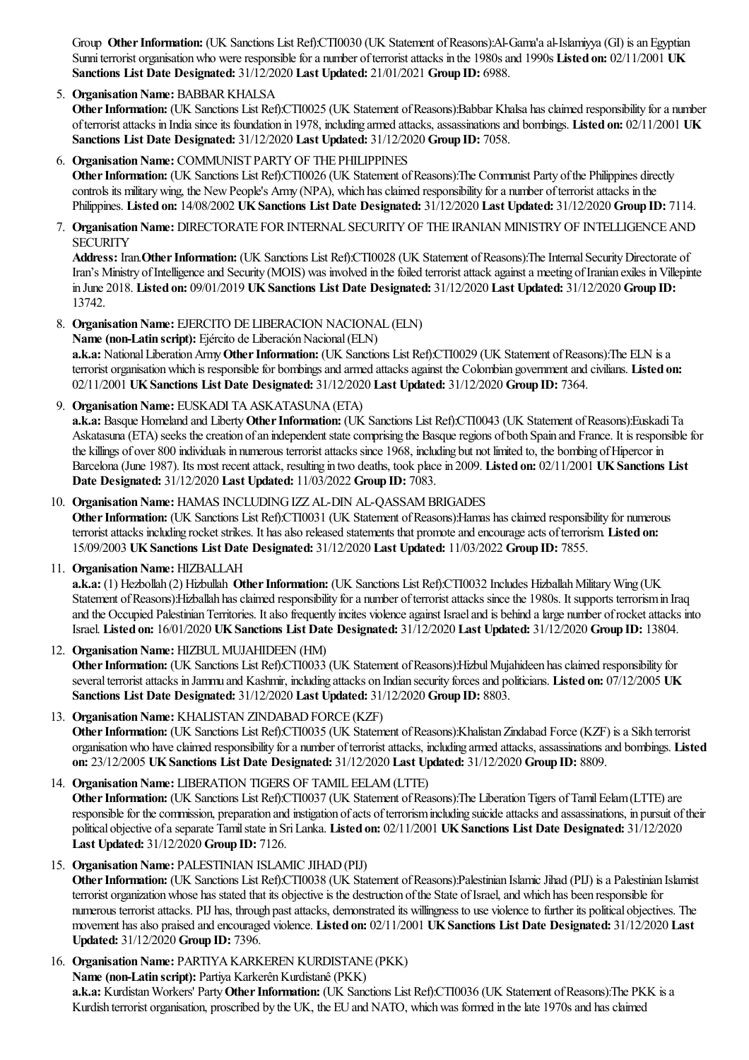Group **Other Information:** (UK Sanctions List Ref):CTI0030 (UK Statement of Reasons):Al-Gama'a al-Islamiyya (GI) is an Egyptian Sunni terrorist organisation who were responsible for a number of terrorist attacks in the 1980s and 1990s **Listed on:** 02/11/2001 **UK Sanctions List Date Designated:** 31/12/2020 **Last Updated:** 21/01/2021 **Group ID:** 6988.

5. **Organisation Name:** BABBAR KHALSA
**Other Information:** (UK Sanctions List Ref):CTI0025 (UK Statement of Reasons):Babbar Khalsa has claimed responsibility for a number of terrorist attacks in India since its foundation in 1978, including armed attacks, assassinations and bombings. **Listed on:** 02/11/2001 **UK Sanctions List Date Designated:** 31/12/2020 **Last Updated:** 31/12/2020 **Group ID:** 7058.

6. **Organisation Name:** COMMUNIST PARTY OF THE PHILIPPINES
**Other Information:** (UK Sanctions List Ref):CTI0026 (UK Statement of Reasons):The Communist Party of the Philippines directly controls its military wing, the New People's Army (NPA), which has claimed responsibility for a number of terrorist attacks in the Philippines. **Listed on:** 14/08/2002 **UK Sanctions List Date Designated:** 31/12/2020 **Last Updated:** 31/12/2020 **Group ID:** 7114.

7. **Organisation Name:** DIRECTORATE FOR INTERNAL SECURITY OF THE IRANIAN MINISTRY OF INTELLIGENCE AND SECURITY
**Address:** Iran.**Other Information:** (UK Sanctions List Ref):CTI0028 (UK Statement of Reasons):The Internal Security Directorate of Iran's Ministry of Intelligence and Security (MOIS) was involved in the foiled terrorist attack against a meeting of Iranian exiles in Villepinte in June 2018. **Listed on:** 09/01/2019 **UK Sanctions List Date Designated:** 31/12/2020 **Last Updated:** 31/12/2020 **Group ID:** 13742.

8. **Organisation Name:** EJERCITO DE LIBERACION NACIONAL (ELN)
**Name (non-Latin script):** Ejército de Liberación Nacional (ELN)
**a.k.a:** National Liberation Army **Other Information:** (UK Sanctions List Ref):CTI0029 (UK Statement of Reasons):The ELN is a terrorist organisation which is responsible for bombings and armed attacks against the Colombian government and civilians. **Listed on:** 02/11/2001 **UK Sanctions List Date Designated:** 31/12/2020 **Last Updated:** 31/12/2020 **Group ID:** 7364.

9. **Organisation Name:** EUSKADI TA ASKATASUNA (ETA)
**a.k.a:** Basque Homeland and Liberty **Other Information:** (UK Sanctions List Ref):CTI0043 (UK Statement of Reasons):Euskadi Ta Askatasuna (ETA) seeks the creation of an independent state comprising the Basque regions of both Spain and France. It is responsible for the killings of over 800 individuals in numerous terrorist attacks since 1968, including but not limited to, the bombing of Hipercor in Barcelona (June 1987). Its most recent attack, resulting in two deaths, took place in 2009. **Listed on:** 02/11/2001 **UK Sanctions List Date Designated:** 31/12/2020 **Last Updated:** 11/03/2022 **Group ID:** 7083.

10. **Organisation Name:** HAMAS INCLUDING IZZ AL-DIN AL-QASSAM BRIGADES
**Other Information:** (UK Sanctions List Ref):CTI0031 (UK Statement of Reasons):Hamas has claimed responsibility for numerous terrorist attacks including rocket strikes. It has also released statements that promote and encourage acts of terrorism. **Listed on:** 15/09/2003 **UK Sanctions List Date Designated:** 31/12/2020 **Last Updated:** 11/03/2022 **Group ID:** 7855.

11. **Organisation Name:** HIZBALLAH
**a.k.a:** (1) Hezbollah (2) Hizbullah **Other Information:** (UK Sanctions List Ref):CTI0032 Includes Hizballah Military Wing (UK Statement of Reasons):Hizballah has claimed responsibility for a number of terrorist attacks since the 1980s. It supports terrorism in Iraq and the Occupied Palestinian Territories. It also frequently incites violence against Israel and is behind a large number of rocket attacks into Israel. **Listed on:** 16/01/2020 **UK Sanctions List Date Designated:** 31/12/2020 **Last Updated:** 31/12/2020 **Group ID:** 13804.

12. **Organisation Name:** HIZBUL MUJAHIDEEN (HM)
**Other Information:** (UK Sanctions List Ref):CTI0033 (UK Statement of Reasons):Hizbul Mujahideen has claimed responsibility for several terrorist attacks in Jammu and Kashmir, including attacks on Indian security forces and politicians. **Listed on:** 07/12/2005 **UK Sanctions List Date Designated:** 31/12/2020 **Last Updated:** 31/12/2020 **Group ID:** 8803.

13. **Organisation Name:** KHALISTAN ZINDABAD FORCE (KZF)
**Other Information:** (UK Sanctions List Ref):CTI0035 (UK Statement of Reasons):Khalistan Zindabad Force (KZF) is a Sikh terrorist organisation who have claimed responsibility for a number of terrorist attacks, including armed attacks, assassinations and bombings. **Listed on:** 23/12/2005 **UK Sanctions List Date Designated:** 31/12/2020 **Last Updated:** 31/12/2020 **Group ID:** 8809.

14. **Organisation Name:** LIBERATION TIGERS OF TAMIL EELAM (LTTE)
**Other Information:** (UK Sanctions List Ref):CTI0037 (UK Statement of Reasons):The Liberation Tigers of Tamil Eelam (LTTE) are responsible for the commission, preparation and instigation of acts of terrorism including suicide attacks and assassinations, in pursuit of their political objective of a separate Tamil state in Sri Lanka. **Listed on:** 02/11/2001 **UK Sanctions List Date Designated:** 31/12/2020 **Last Updated:** 31/12/2020 **Group ID:** 7126.

15. **Organisation Name:** PALESTINIAN ISLAMIC JIHAD (PIJ)
**Other Information:** (UK Sanctions List Ref):CTI0038 (UK Statement of Reasons):Palestinian Islamic Jihad (PIJ) is a Palestinian Islamist terrorist organization whose has stated that its objective is the destruction of the State of Israel, and which has been responsible for numerous terrorist attacks. PIJ has, through past attacks, demonstrated its willingness to use violence to further its political objectives. The movement has also praised and encouraged violence. **Listed on:** 02/11/2001 **UK Sanctions List Date Designated:** 31/12/2020 **Last Updated:** 31/12/2020 **Group ID:** 7396.

16. **Organisation Name:** PARTIYA KARKEREN KURDISTANE (PKK)
**Name (non-Latin script):** Partiya Karkerên Kurdistanê (PKK)
**a.k.a:** Kurdistan Workers' Party **Other Information:** (UK Sanctions List Ref):CTI0036 (UK Statement of Reasons):The PKK is a Kurdish terrorist organisation, proscribed by the UK, the EU and NATO, which was formed in the late 1970s and has claimed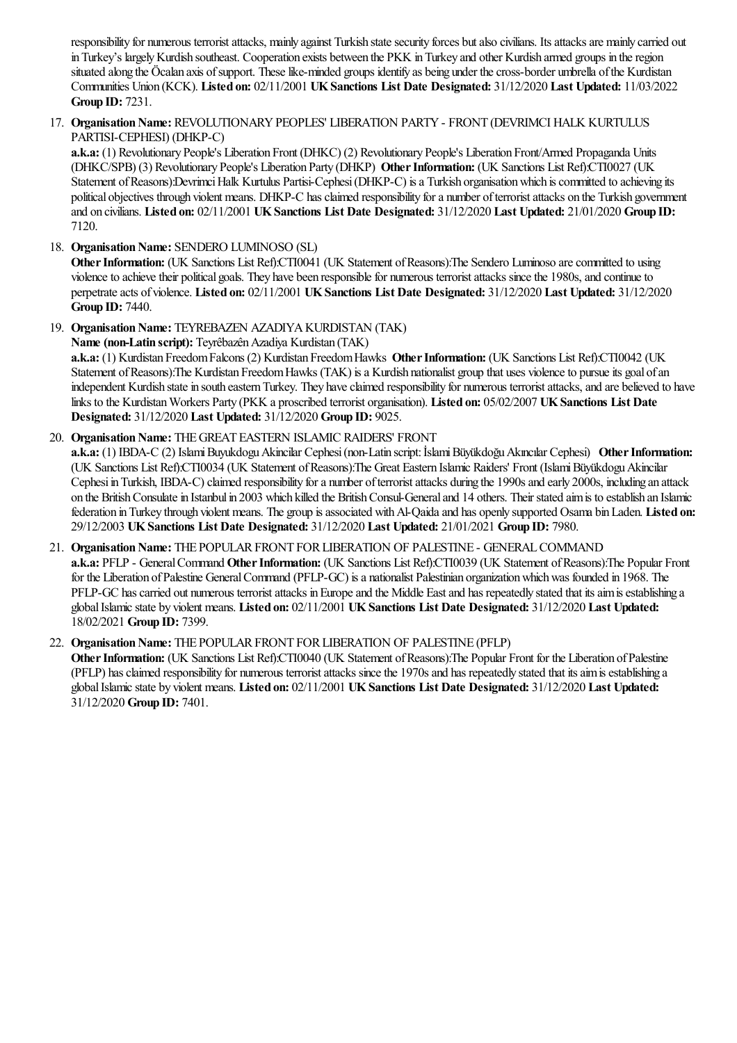responsibility for numerous terrorist attacks, mainly against Turkish state security forces but also civilians. Its attacks are mainly carried out in Turkey's largely Kurdish southeast. Cooperation exists between the PKK in Turkey and other Kurdish armed groups in the region situated along the Öcalan axis of support. These like-minded groups identify as being under the cross-border umbrella of the Kurdistan Communities Union (KCK). **Listed on:** 02/11/2001 **UK Sanctions List Date Designated:** 31/12/2020 **Last Updated:** 11/03/2022 **Group ID:** 7231.

17. **Organisation Name:** REVOLUTIONARY PEOPLES' LIBERATION PARTY - FRONT (DEVRIMCI HALK KURTULUS PARTISI-CEPHESI) (DHKP-C)
**a.k.a:** (1) Revolutionary People's Liberation Front (DHKC) (2) Revolutionary People's Liberation Front/Armed Propaganda Units (DHKC/SPB) (3) Revolutionary People's Liberation Party (DHKP) **Other Information:** (UK Sanctions List Ref):CTI0027 (UK Statement of Reasons):Devrimci Halk Kurtulus Partisi-Cephesi (DHKP-C) is a Turkish organisation which is committed to achieving its political objectives through violent means. DHKP-C has claimed responsibility for a number of terrorist attacks on the Turkish government and on civilians. **Listed on:** 02/11/2001 **UK Sanctions List Date Designated:** 31/12/2020 **Last Updated:** 21/01/2020 **Group ID:** 7120.

18. **Organisation Name:** SENDERO LUMINOSO (SL)
**Other Information:** (UK Sanctions List Ref):CTI0041 (UK Statement of Reasons):The Sendero Luminoso are committed to using violence to achieve their political goals. They have been responsible for numerous terrorist attacks since the 1980s, and continue to perpetrate acts of violence. **Listed on:** 02/11/2001 **UK Sanctions List Date Designated:** 31/12/2020 **Last Updated:** 31/12/2020 **Group ID:** 7440.

19. **Organisation Name:** TEYREBAZEN AZADIYA KURDISTAN (TAK)
**Name (non-Latin script):** Teyrêbazên Azadiya Kurdistan (TAK)
**a.k.a:** (1) Kurdistan Freedom Falcons (2) Kurdistan Freedom Hawks **Other Information:** (UK Sanctions List Ref):CTI0042 (UK Statement of Reasons):The Kurdistan Freedom Hawks (TAK) is a Kurdish nationalist group that uses violence to pursue its goal of an independent Kurdish state in south eastern Turkey. They have claimed responsibility for numerous terrorist attacks, and are believed to have links to the Kurdistan Workers Party (PKK a proscribed terrorist organisation). **Listed on:** 05/02/2007 **UK Sanctions List Date Designated:** 31/12/2020 **Last Updated:** 31/12/2020 **Group ID:** 9025.

20. **Organisation Name:** THE GREAT EASTERN ISLAMIC RAIDERS' FRONT
**a.k.a:** (1) IBDA-C (2) Islami Buyukdogu Akincilar Cephesi (non-Latin script: İslami Büyükdoğu Akıncılar Cephesi) **Other Information:** (UK Sanctions List Ref):CTI0034 (UK Statement of Reasons):The Great Eastern Islamic Raiders' Front (Islami Büyükdogu Akincilar Cephesi in Turkish, IBDA-C) claimed responsibility for a number of terrorist attacks during the 1990s and early 2000s, including an attack on the British Consulate in Istanbul in 2003 which killed the British Consul-General and 14 others. Their stated aim is to establish an Islamic federation in Turkey through violent means. The group is associated with Al-Qaida and has openly supported Osama bin Laden. **Listed on:** 29/12/2003 **UK Sanctions List Date Designated:** 31/12/2020 **Last Updated:** 21/01/2021 **Group ID:** 7980.

21. **Organisation Name:** THE POPULAR FRONT FOR LIBERATION OF PALESTINE - GENERAL COMMAND
**a.k.a:** PFLP - General Command **Other Information:** (UK Sanctions List Ref):CTI0039 (UK Statement of Reasons):The Popular Front for the Liberation of Palestine General Command (PFLP-GC) is a nationalist Palestinian organization which was founded in 1968. The PFLP-GC has carried out numerous terrorist attacks in Europe and the Middle East and has repeatedly stated that its aim is establishing a global Islamic state by violent means. **Listed on:** 02/11/2001 **UK Sanctions List Date Designated:** 31/12/2020 **Last Updated:** 18/02/2021 **Group ID:** 7399.

22. **Organisation Name:** THE POPULAR FRONT FOR LIBERATION OF PALESTINE (PFLP)
**Other Information:** (UK Sanctions List Ref):CTI0040 (UK Statement of Reasons):The Popular Front for the Liberation of Palestine (PFLP) has claimed responsibility for numerous terrorist attacks since the 1970s and has repeatedly stated that its aim is establishing a global Islamic state by violent means. **Listed on:** 02/11/2001 **UK Sanctions List Date Designated:** 31/12/2020 **Last Updated:** 31/12/2020 **Group ID:** 7401.